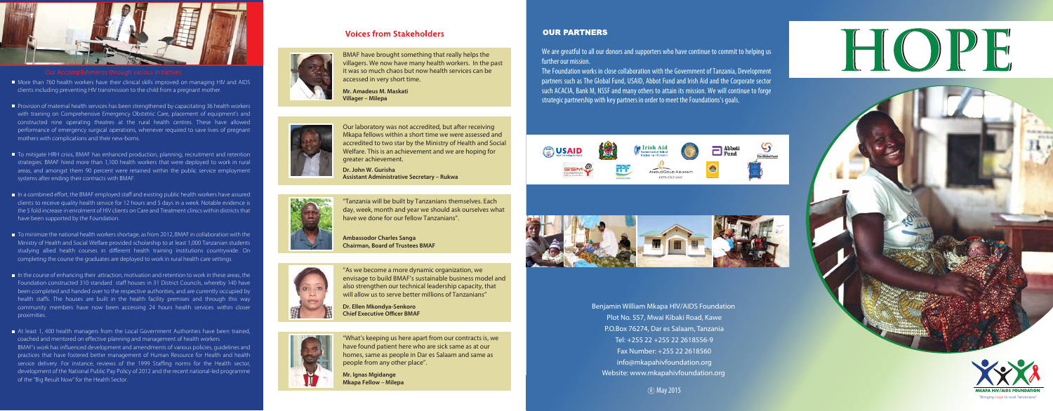## Our Accomplishments through various initiatives

- More than 760 health workers have their clinical skills improved on managing HIV and AIDS clients including preventing HIV transmission to the child from a pregnant mother.
- Provision of maternal health services has been strengthened by capacitating 36 health workers with training on Comprehensive Emergency Obstetric Care, placement of equipment's and constructed nine operating theatres at the rural health centres. These have allowed performance of emergency surgical operations, whenever required to save lives of pregnant mothers with complications and their new-borns.
- To mitigate HRH crisis, BMAF has enhanced production, planning, recruitment and retention strategies. BMAF hired more than 1,100 health workers that were deployed to work in rural areas, and amongst them 90 percent were retained within the public service employment systems after ending their contracts with BMAF.
- In a combined effort, the BMAF employed staff and existing public health workers have assured clients to receive quality health service for 12 hours and 5 days in a week. Notable evidence is the 5 fold increase in enrolment of HIV clients on Care and Treatment clinics within districts that have been supported by the Foundation.
- To minimize the national health workers shortage, as from 2012, BMAF in collaboration with the Ministry of Health and Social Welfare provided scholarship to at least 1,000 Tanzanian students studying allied health courses in different health training institutions countrywide. On completing the course the graduates are deployed to work in rural health care settings.
- In the course of enhancing their attraction, motivation and retention to work in these areas, the Foundation constructed 310 standard staff houses in 31 District Councils, whereby 140 have been completed and handed over to the respective authorities, and are currently occupied by health staffs. The houses are built in the health facility premises and through this way community members have now been accessing 24 hours health services within closer proximities.
- At least 1, 400 health managers from the Local Government Authorities have been trained, coached and mentored on effective planning and management of health workers
  BMAF's work has influenced development and amendments of various policies, guidelines and practices that have fostered better management of Human Resource for Health and health service delivery. For instance, reviews of the 1999 Staffing norms for the Health sector, development of the National Public Pay Policy of 2012 and the recent national-led programme of the "Big Result Now" for the Health Sector.

## Voices from Stakeholders

BMAF have brought something that really helps the villagers. We now have many health workers. In the past it was so much chaos but now health services can be accessed in very short time.

**Mr. Amadeus M. Maskati**
**Villager – Milepa**

Our laboratory was not accredited, but after receiving Mkapa fellows within a short time we were assessed and accredited to two star by the Ministry of Health and Social Welfare. This is an achievement and we are hoping for greater achievement.

**Dr. John W. Gurisha**
**Assistant Administrative Secretary – Rukwa**

"Tanzania will be built by Tanzanians themselves. Each day, week, month and year we should ask ourselves what have we done for our fellow Tanzanians".

**Ambassodor Charles Sanga**
**Chairman, Board of Trustees BMAF**

"As we become a more dynamic organization, we envisage to build BMAF's sustainable business model and also strengthen our technical leadership capacity, that will allow us to serve better millions of Tanzanians"

**Dr. Ellen Mkondya-Senkoro**
**Chief Executive Officer BMAF**

"What's keeping us here apart from our contracts is, we have found patient here who are sick same as at our homes, same as people in Dar es Salaam and same as people from any other place".

**Mr. Ignas Mgidange**
**Mkapa Fellow – Milepa**

## OUR PARTNERS

We are greatful to all our donors and supporters who have continue to commit to helping us further our mission.

The Foundation works in close collaboration with the Government of Tanzania, Development partners such as The Global Fund, USAID, Abbot Fund and Irish Aid and the Corporate sector such ACACIA, Bank M, NSSF and many others to attain its mission. We will continue to forge strategic partnership with key partners in order to meet the Foundations's goals.

Benjamin William Mkapa HIV/AIDS Foundation
Plot No. 557, Mwai Kibaki Road, Kawe
P.O.Box 76274, Dar es Salaam, Tanzania
Tel: +255 22 +255 22 2618556-9
Fax Number: +255 22 2618560
info@mkapahivfoundation.org
Website: www.mkapahivfoundation.org

May 2015

# HOPE

MKAPA HIV/AIDS FOUNDATION
"Bringing Hope to rural Tanzanians"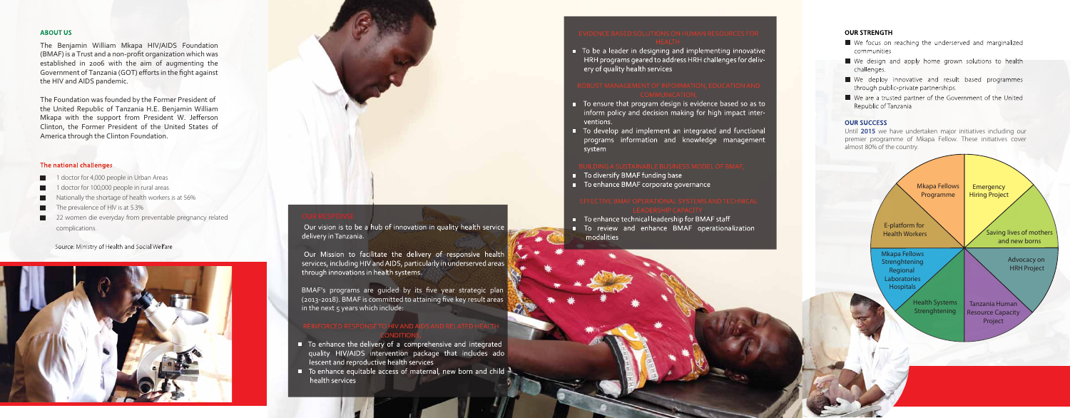## ABOUT US

The Benjamin William Mkapa HIV/AIDS Foundation (BMAF) is a Trust and a non-profit organization which was established in 2006 with the aim of augmenting the Government of Tanzania (GOT) efforts in the fight against the HIV and AIDS pandemic.

The Foundation was founded by the Former President of the United Republic of Tanzania H.E. Benjamin William Mkapa with the support from President W. Jefferson Clinton, the Former President of the United States of America through the Clinton Foundation.

### The national challenges

- 1 doctor for 4,000 people in Urban Areas
- 1 doctor for 100,000 people in rural areas
- Nationally the shortage of health workers is at 56%
- The prevalence of HIV is at 5.3%
- 22 women die everyday from preventable pregnancy related complications.

Source: Ministry of Health and Social Welfare

## OUR RESPONSE

Our vision is to be a hub of innovation in quality health service delivery in Tanzania.

Our Mission to facilitate the delivery of responsive health services, including HIV and AIDS, particularly in underserved areas through innovations in health systems.

BMAF's programs are guided by its five year strategic plan (2013-2018). BMAF is committed to attaining five key result areas in the next 5 years which include:

### REINFORCED RESPONSE TO HIV AND AIDS AND RELATED HEALTH CONDITIONS.

- To enhance the delivery of a comprehensive and integrated quality HIV/AIDS intervention package that includes adolescent and reproductive health services
- To enhance equitable access of maternal, new born and child health services

### EVIDENCE BASED SOLUTIONS ON HUMAN RESOURCES FOR HEALTH

- To be a leader in designing and implementing innovative HRH programs geared to address HRH challenges for delivery of quality health services

### ROBUST MANAGEMENT OF INFORMATION, EDUCATION AND COMMUNICATION.

- To ensure that program design is evidence based so as to inform policy and decision making for high impact interventions.
- To develop and implement an integrated and functional programs information and knowledge management system

### BUILDING A SUSTAINABLE BUSINESS MODEL OF BMAF.

- To diversify BMAF funding base
- To enhance BMAF corporate governance

### EFFECTIVE BMAF OPERATIONAL SYSTEMS AND TECHNICAL LEADERSHIP CAPACITY

- To enhance technical leadership for BMAF staff
- To review and enhance BMAF operationalization modalities

## OUR STRENGTH

- We focus on reaching the underserved and marginalized communities
- We design and apply home grown solutions to health challenges.
- We deploy innovative and result based programmes through public-private partnerships.
- We are a trusted partner of the Government of the United Republic of Tanzania

## OUR SUCCESS

Until **2015** we have undertaken major initiatives including our premier programme of Mkapa Fellow. These initiatives cover almost 80% of the country.

Mkapa Fellows Programme
Emergency Hiring Project
E-platform for Health Workers
Saving lives of mothers and new borns
Mkapa Fellows Strenghtening Regional Laboratories Hospitals
Advocacy on HRH Project
Health Systems Strenghtening
Tanzania Human Resource Capacity Project